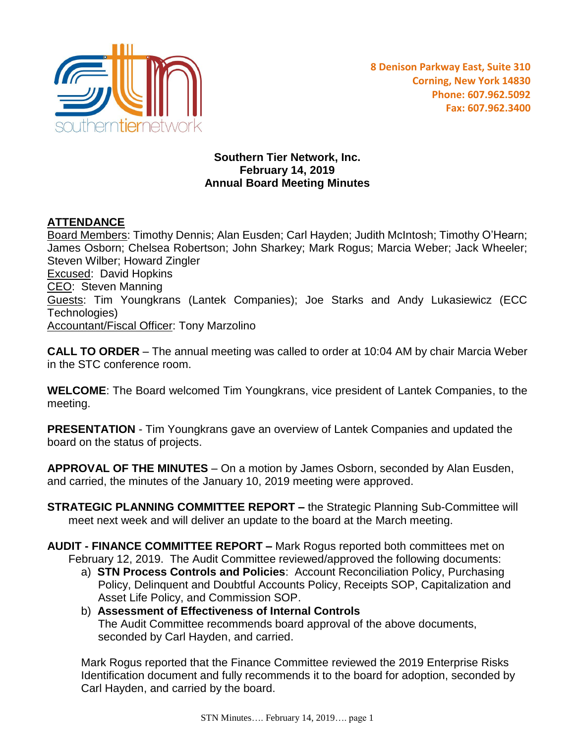8 Denison Parkway East, Suite 310
Corning, New York 14830
Phone: 607.962.5092
Fax: 607.962.3400

**Southern Tier Network, Inc.**
**February 14, 2019**
**Annual Board Meeting Minutes**

## ATTENDANCE

Board Members: Timothy Dennis; Alan Eusden; Carl Hayden; Judith McIntosh; Timothy O'Hearn; James Osborn; Chelsea Robertson; John Sharkey; Mark Rogus; Marcia Weber; Jack Wheeler; Steven Wilber; Howard Zingler
Excused: David Hopkins
CEO: Steven Manning
Guests: Tim Youngkrans (Lantek Companies); Joe Starks and Andy Lukasiewicz (ECC Technologies)
Accountant/Fiscal Officer: Tony Marzolino

**CALL TO ORDER** – The annual meeting was called to order at 10:04 AM by chair Marcia Weber in the STC conference room.

**WELCOME**: The Board welcomed Tim Youngkrans, vice president of Lantek Companies, to the meeting.

**PRESENTATION** - Tim Youngkrans gave an overview of Lantek Companies and updated the board on the status of projects.

**APPROVAL OF THE MINUTES** – On a motion by James Osborn, seconded by Alan Eusden, and carried, the minutes of the January 10, 2019 meeting were approved.

**STRATEGIC PLANNING COMMITTEE REPORT –** the Strategic Planning Sub-Committee will meet next week and will deliver an update to the board at the March meeting.

**AUDIT - FINANCE COMMITTEE REPORT –** Mark Rogus reported both committees met on February 12, 2019. The Audit Committee reviewed/approved the following documents:

a) **STN Process Controls and Policies**: Account Reconciliation Policy, Purchasing Policy, Delinquent and Doubtful Accounts Policy, Receipts SOP, Capitalization and Asset Life Policy, and Commission SOP.
b) **Assessment of Effectiveness of Internal Controls**
The Audit Committee recommends board approval of the above documents, seconded by Carl Hayden, and carried.

Mark Rogus reported that the Finance Committee reviewed the 2019 Enterprise Risks Identification document and fully recommends it to the board for adoption, seconded by Carl Hayden, and carried by the board.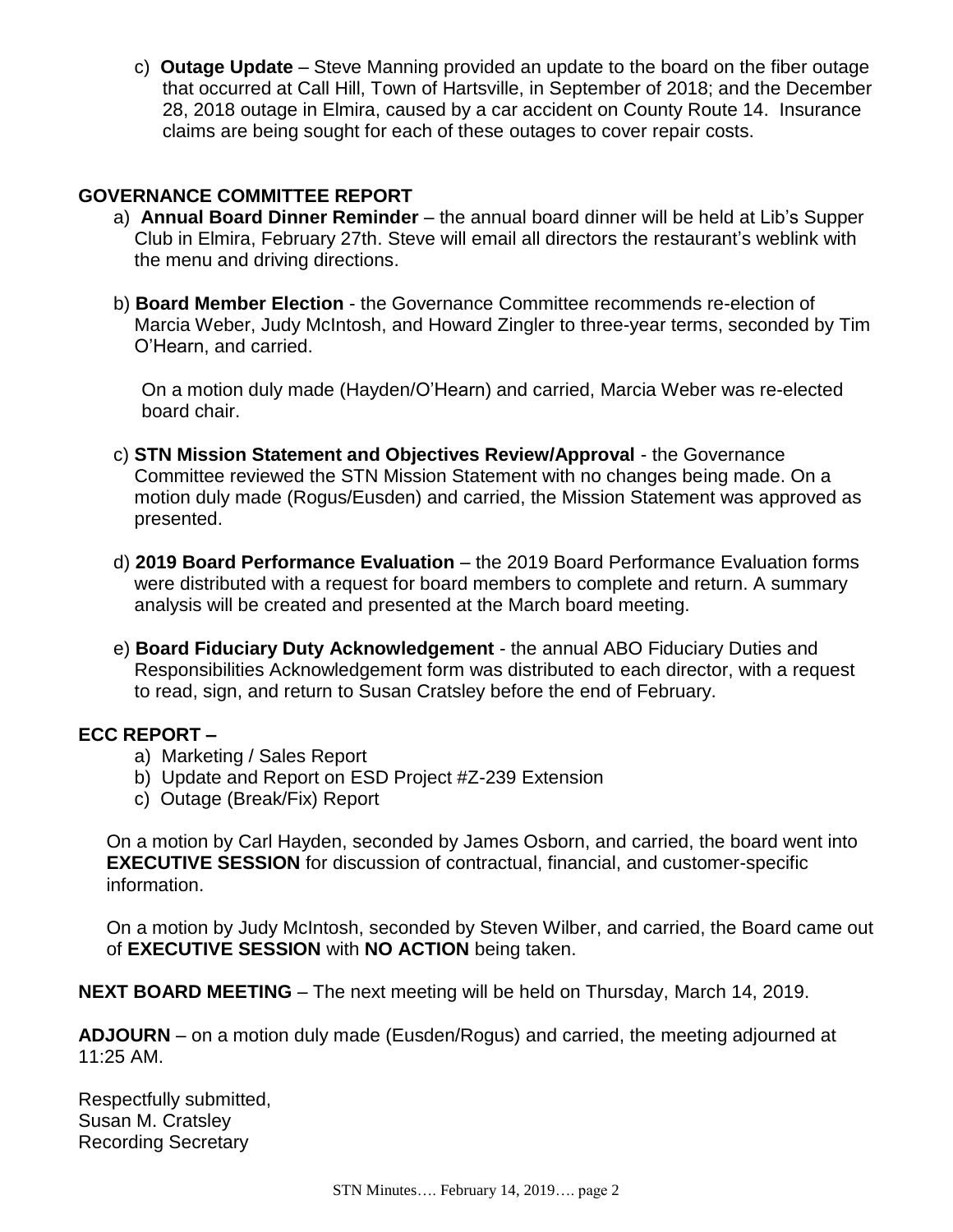c) **Outage Update** – Steve Manning provided an update to the board on the fiber outage that occurred at Call Hill, Town of Hartsville, in September of 2018; and the December 28, 2018 outage in Elmira, caused by a car accident on County Route 14. Insurance claims are being sought for each of these outages to cover repair costs.

**GOVERNANCE COMMITTEE REPORT**

a) **Annual Board Dinner Reminder** – the annual board dinner will be held at Lib's Supper Club in Elmira, February 27th. Steve will email all directors the restaurant's weblink with the menu and driving directions.

b) **Board Member Election** - the Governance Committee recommends re-election of Marcia Weber, Judy McIntosh, and Howard Zingler to three-year terms, seconded by Tim O'Hearn, and carried.

On a motion duly made (Hayden/O'Hearn) and carried, Marcia Weber was re-elected board chair.

c) **STN Mission Statement and Objectives Review/Approval** - the Governance Committee reviewed the STN Mission Statement with no changes being made. On a motion duly made (Rogus/Eusden) and carried, the Mission Statement was approved as presented.

d) **2019 Board Performance Evaluation** – the 2019 Board Performance Evaluation forms were distributed with a request for board members to complete and return. A summary analysis will be created and presented at the March board meeting.

e) **Board Fiduciary Duty Acknowledgement** - the annual ABO Fiduciary Duties and Responsibilities Acknowledgement form was distributed to each director, with a request to read, sign, and return to Susan Cratsley before the end of February.

**ECC REPORT –**

a) Marketing / Sales Report
b) Update and Report on ESD Project #Z-239 Extension
c) Outage (Break/Fix) Report

On a motion by Carl Hayden, seconded by James Osborn, and carried, the board went into **EXECUTIVE SESSION** for discussion of contractual, financial, and customer-specific information.

On a motion by Judy McIntosh, seconded by Steven Wilber, and carried, the Board came out of **EXECUTIVE SESSION** with **NO ACTION** being taken.

**NEXT BOARD MEETING** – The next meeting will be held on Thursday, March 14, 2019.

**ADJOURN** – on a motion duly made (Eusden/Rogus) and carried, the meeting adjourned at 11:25 AM.

Respectfully submitted,
Susan M. Cratsley
Recording Secretary